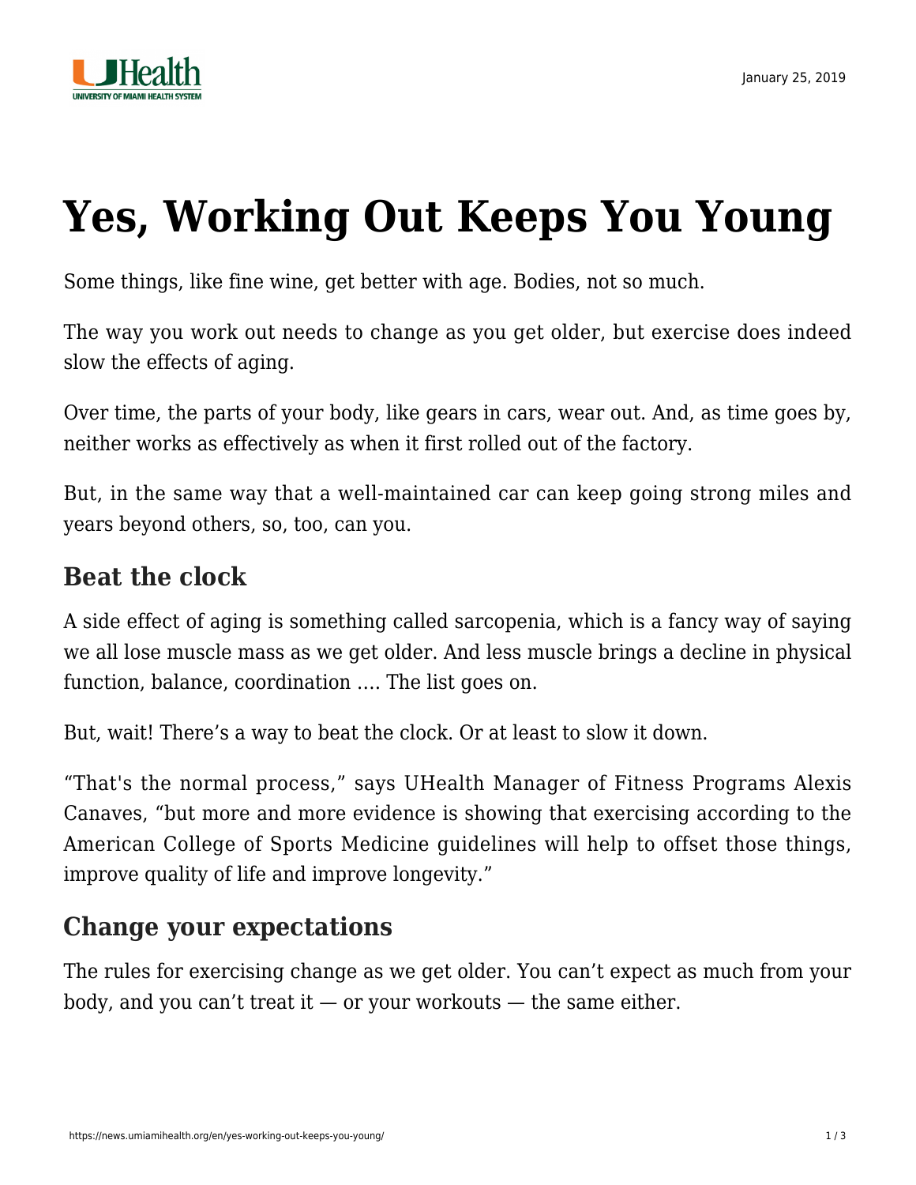January 25, 2019

# Yes, Working Out Keeps You Young

Some things, like fine wine, get better with age. Bodies, not so much.

The way you work out needs to change as you get older, but exercise does indeed slow the effects of aging.

Over time, the parts of your body, like gears in cars, wear out. And, as time goes by, neither works as effectively as when it first rolled out of the factory.

But, in the same way that a well-maintained car can keep going strong miles and years beyond others, so, too, can you.

## Beat the clock

A side effect of aging is something called sarcopenia, which is a fancy way of saying we all lose muscle mass as we get older. And less muscle brings a decline in physical function, balance, coordination …. The list goes on.

But, wait! There's a way to beat the clock. Or at least to slow it down.

"That's the normal process," says UHealth Manager of Fitness Programs Alexis Canaves, "but more and more evidence is showing that exercising according to the American College of Sports Medicine guidelines will help to offset those things, improve quality of life and improve longevity."

## Change your expectations

The rules for exercising change as we get older. You can't expect as much from your body, and you can't treat it — or your workouts — the same either.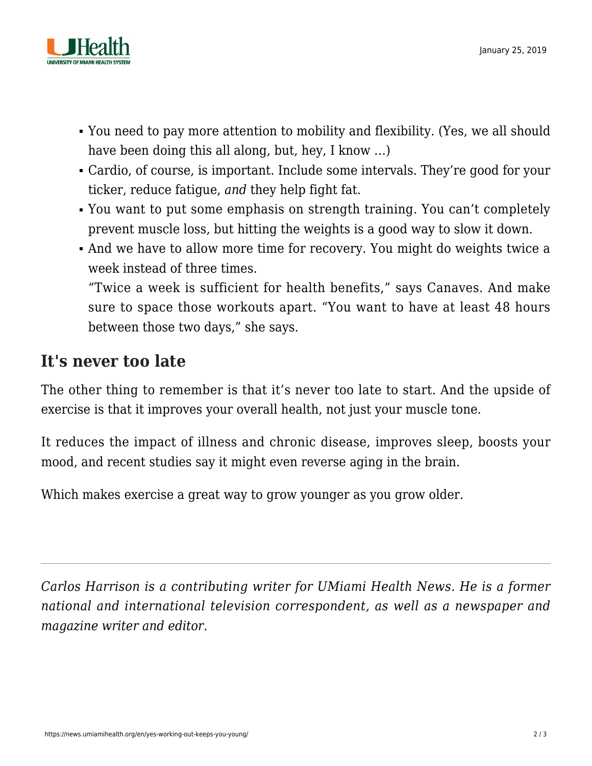- You need to pay more attention to mobility and flexibility. (Yes, we all should have been doing this all along, but, hey, I know …)
- Cardio, of course, is important. Include some intervals. They're good for your ticker, reduce fatigue, *and* they help fight fat.
- You want to put some emphasis on strength training. You can't completely prevent muscle loss, but hitting the weights is a good way to slow it down.
- And we have to allow more time for recovery. You might do weights twice a week instead of three times.
  "Twice a week is sufficient for health benefits," says Canaves. And make sure to space those workouts apart. "You want to have at least 48 hours between those two days," she says.

## It's never too late

The other thing to remember is that it's never too late to start. And the upside of exercise is that it improves your overall health, not just your muscle tone.

It reduces the impact of illness and chronic disease, improves sleep, boosts your mood, and recent studies say it might even reverse aging in the brain.

Which makes exercise a great way to grow younger as you grow older.

---

*Carlos Harrison is a contributing writer for UMiami Health News. He is a former national and international television correspondent, as well as a newspaper and magazine writer and editor.*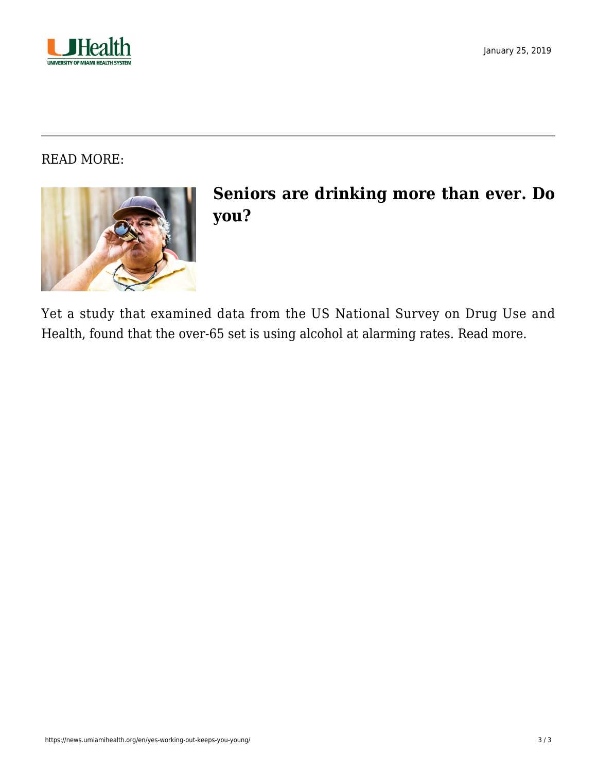READ MORE:

**Seniors are drinking more than ever. Do you?**

Yet a study that examined data from the US National Survey on Drug Use and Health, found that the over-65 set is using alcohol at alarming rates. Read more.